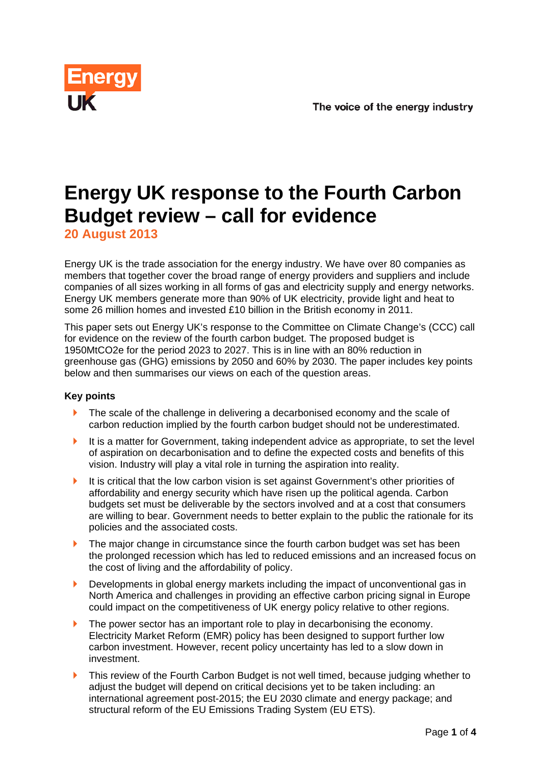Energy UK

The voice of the energy industry

# Energy UK response to the Fourth Carbon Budget review – call for evidence

**20 August 2013**

Energy UK is the trade association for the energy industry. We have over 80 companies as members that together cover the broad range of energy providers and suppliers and include companies of all sizes working in all forms of gas and electricity supply and energy networks. Energy UK members generate more than 90% of UK electricity, provide light and heat to some 26 million homes and invested £10 billion in the British economy in 2011.

This paper sets out Energy UK's response to the Committee on Climate Change's (CCC) call for evidence on the review of the fourth carbon budget. The proposed budget is 1950MtCO2e for the period 2023 to 2027. This is in line with an 80% reduction in greenhouse gas (GHG) emissions by 2050 and 60% by 2030. The paper includes key points below and then summarises our views on each of the question areas.

**Key points**

- The scale of the challenge in delivering a decarbonised economy and the scale of carbon reduction implied by the fourth carbon budget should not be underestimated.
- It is a matter for Government, taking independent advice as appropriate, to set the level of aspiration on decarbonisation and to define the expected costs and benefits of this vision. Industry will play a vital role in turning the aspiration into reality.
- It is critical that the low carbon vision is set against Government's other priorities of affordability and energy security which have risen up the political agenda. Carbon budgets set must be deliverable by the sectors involved and at a cost that consumers are willing to bear. Government needs to better explain to the public the rationale for its policies and the associated costs.
- The major change in circumstance since the fourth carbon budget was set has been the prolonged recession which has led to reduced emissions and an increased focus on the cost of living and the affordability of policy.
- Developments in global energy markets including the impact of unconventional gas in North America and challenges in providing an effective carbon pricing signal in Europe could impact on the competitiveness of UK energy policy relative to other regions.
- The power sector has an important role to play in decarbonising the economy. Electricity Market Reform (EMR) policy has been designed to support further low carbon investment. However, recent policy uncertainty has led to a slow down in investment.
- This review of the Fourth Carbon Budget is not well timed, because judging whether to adjust the budget will depend on critical decisions yet to be taken including: an international agreement post-2015; the EU 2030 climate and energy package; and structural reform of the EU Emissions Trading System (EU ETS).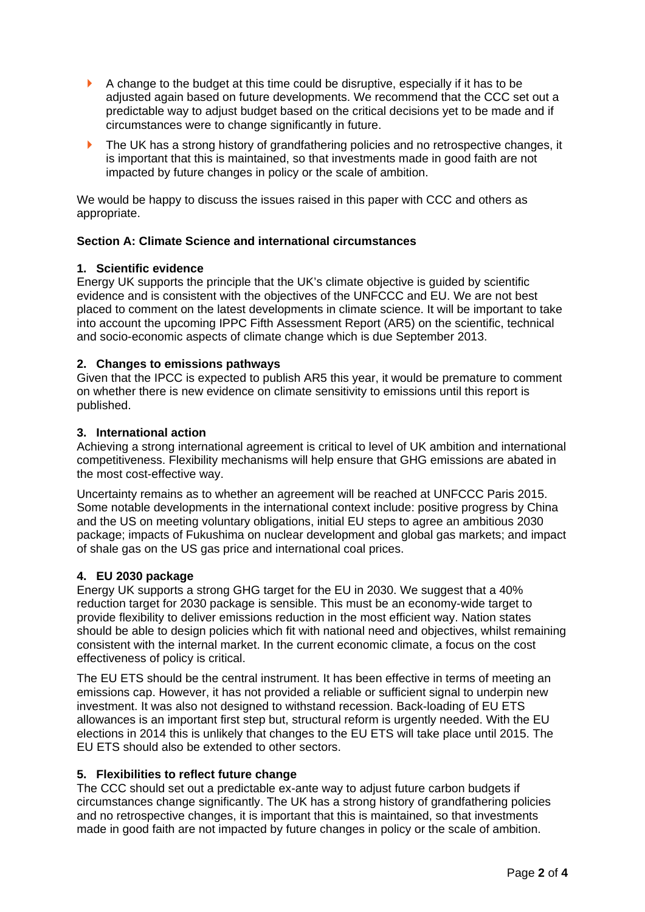- A change to the budget at this time could be disruptive, especially if it has to be adjusted again based on future developments. We recommend that the CCC set out a predictable way to adjust budget based on the critical decisions yet to be made and if circumstances were to change significantly in future.
- The UK has a strong history of grandfathering policies and no retrospective changes, it is important that this is maintained, so that investments made in good faith are not impacted by future changes in policy or the scale of ambition.

We would be happy to discuss the issues raised in this paper with CCC and others as appropriate.

**Section A: Climate Science and international circumstances**

**1. Scientific evidence**

Energy UK supports the principle that the UK's climate objective is guided by scientific evidence and is consistent with the objectives of the UNFCCC and EU. We are not best placed to comment on the latest developments in climate science. It will be important to take into account the upcoming IPPC Fifth Assessment Report (AR5) on the scientific, technical and socio-economic aspects of climate change which is due September 2013.

**2. Changes to emissions pathways**

Given that the IPCC is expected to publish AR5 this year, it would be premature to comment on whether there is new evidence on climate sensitivity to emissions until this report is published.

**3. International action**

Achieving a strong international agreement is critical to level of UK ambition and international competitiveness. Flexibility mechanisms will help ensure that GHG emissions are abated in the most cost-effective way.

Uncertainty remains as to whether an agreement will be reached at UNFCCC Paris 2015. Some notable developments in the international context include: positive progress by China and the US on meeting voluntary obligations, initial EU steps to agree an ambitious 2030 package; impacts of Fukushima on nuclear development and global gas markets; and impact of shale gas on the US gas price and international coal prices.

**4. EU 2030 package**

Energy UK supports a strong GHG target for the EU in 2030. We suggest that a 40% reduction target for 2030 package is sensible. This must be an economy-wide target to provide flexibility to deliver emissions reduction in the most efficient way. Nation states should be able to design policies which fit with national need and objectives, whilst remaining consistent with the internal market. In the current economic climate, a focus on the cost effectiveness of policy is critical.

The EU ETS should be the central instrument. It has been effective in terms of meeting an emissions cap. However, it has not provided a reliable or sufficient signal to underpin new investment. It was also not designed to withstand recession. Back-loading of EU ETS allowances is an important first step but, structural reform is urgently needed. With the EU elections in 2014 this is unlikely that changes to the EU ETS will take place until 2015. The EU ETS should also be extended to other sectors.

**5. Flexibilities to reflect future change**

The CCC should set out a predictable ex-ante way to adjust future carbon budgets if circumstances change significantly. The UK has a strong history of grandfathering policies and no retrospective changes, it is important that this is maintained, so that investments made in good faith are not impacted by future changes in policy or the scale of ambition.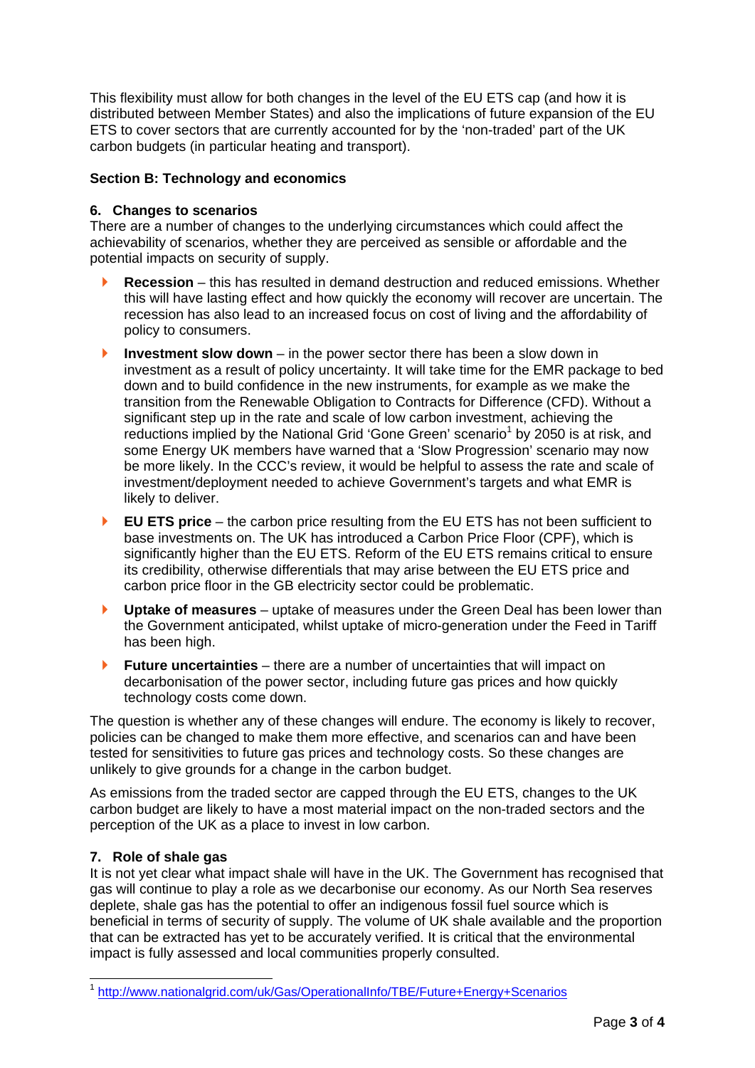This flexibility must allow for both changes in the level of the EU ETS cap (and how it is distributed between Member States) and also the implications of future expansion of the EU ETS to cover sectors that are currently accounted for by the 'non-traded' part of the UK carbon budgets (in particular heating and transport).

## Section B: Technology and economics

### 6. Changes to scenarios

There are a number of changes to the underlying circumstances which could affect the achievability of scenarios, whether they are perceived as sensible or affordable and the potential impacts on security of supply.

- **Recession** – this has resulted in demand destruction and reduced emissions. Whether this will have lasting effect and how quickly the economy will recover are uncertain. The recession has also lead to an increased focus on cost of living and the affordability of policy to consumers.
- **Investment slow down** – in the power sector there has been a slow down in investment as a result of policy uncertainty. It will take time for the EMR package to bed down and to build confidence in the new instruments, for example as we make the transition from the Renewable Obligation to Contracts for Difference (CFD). Without a significant step up in the rate and scale of low carbon investment, achieving the reductions implied by the National Grid 'Gone Green' scenario[1] by 2050 is at risk, and some Energy UK members have warned that a 'Slow Progression' scenario may now be more likely. In the CCC's review, it would be helpful to assess the rate and scale of investment/deployment needed to achieve Government's targets and what EMR is likely to deliver.
- **EU ETS price** – the carbon price resulting from the EU ETS has not been sufficient to base investments on. The UK has introduced a Carbon Price Floor (CPF), which is significantly higher than the EU ETS. Reform of the EU ETS remains critical to ensure its credibility, otherwise differentials that may arise between the EU ETS price and carbon price floor in the GB electricity sector could be problematic.
- **Uptake of measures** – uptake of measures under the Green Deal has been lower than the Government anticipated, whilst uptake of micro-generation under the Feed in Tariff has been high.
- **Future uncertainties** – there are a number of uncertainties that will impact on decarbonisation of the power sector, including future gas prices and how quickly technology costs come down.

The question is whether any of these changes will endure. The economy is likely to recover, policies can be changed to make them more effective, and scenarios can and have been tested for sensitivities to future gas prices and technology costs. So these changes are unlikely to give grounds for a change in the carbon budget.

As emissions from the traded sector are capped through the EU ETS, changes to the UK carbon budget are likely to have a most material impact on the non-traded sectors and the perception of the UK as a place to invest in low carbon.

### 7. Role of shale gas

It is not yet clear what impact shale will have in the UK. The Government has recognised that gas will continue to play a role as we decarbonise our economy. As our North Sea reserves deplete, shale gas has the potential to offer an indigenous fossil fuel source which is beneficial in terms of security of supply. The volume of UK shale available and the proportion that can be extracted has yet to be accurately verified. It is critical that the environmental impact is fully assessed and local communities properly consulted.

---

[1] http://www.nationalgrid.com/uk/Gas/OperationalInfo/TBE/Future+Energy+Scenarios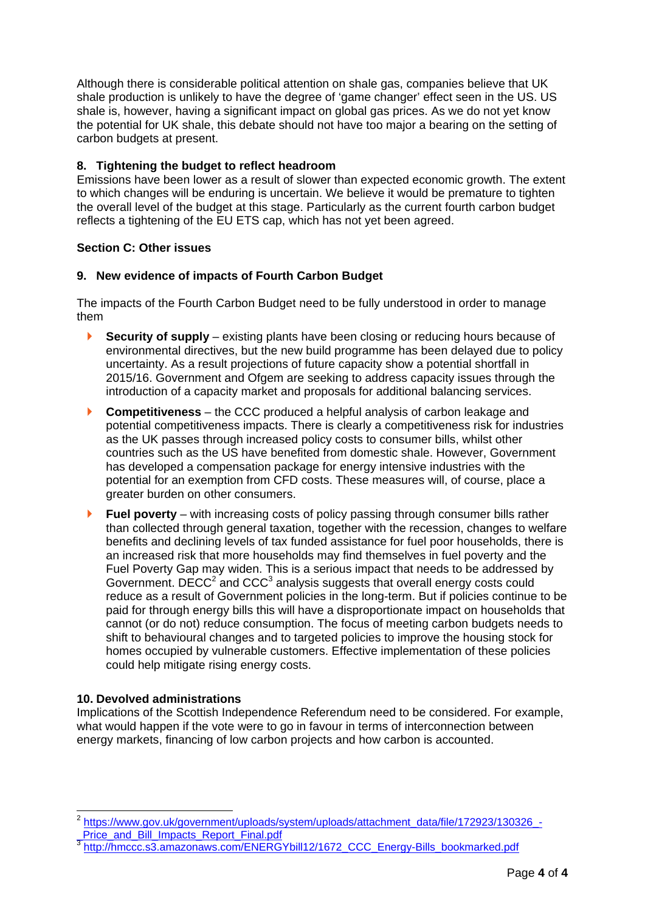Although there is considerable political attention on shale gas, companies believe that UK shale production is unlikely to have the degree of 'game changer' effect seen in the US. US shale is, however, having a significant impact on global gas prices. As we do not yet know the potential for UK shale, this debate should not have too major a bearing on the setting of carbon budgets at present.

### 8. Tightening the budget to reflect headroom

Emissions have been lower as a result of slower than expected economic growth. The extent to which changes will be enduring is uncertain. We believe it would be premature to tighten the overall level of the budget at this stage. Particularly as the current fourth carbon budget reflects a tightening of the EU ETS cap, which has not yet been agreed.

## Section C: Other issues

### 9. New evidence of impacts of Fourth Carbon Budget

The impacts of the Fourth Carbon Budget need to be fully understood in order to manage them

- **Security of supply** – existing plants have been closing or reducing hours because of environmental directives, but the new build programme has been delayed due to policy uncertainty. As a result projections of future capacity show a potential shortfall in 2015/16. Government and Ofgem are seeking to address capacity issues through the introduction of a capacity market and proposals for additional balancing services.
- **Competitiveness** – the CCC produced a helpful analysis of carbon leakage and potential competitiveness impacts. There is clearly a competitiveness risk for industries as the UK passes through increased policy costs to consumer bills, whilst other countries such as the US have benefited from domestic shale. However, Government has developed a compensation package for energy intensive industries with the potential for an exemption from CFD costs. These measures will, of course, place a greater burden on other consumers.
- **Fuel poverty** – with increasing costs of policy passing through consumer bills rather than collected through general taxation, together with the recession, changes to welfare benefits and declining levels of tax funded assistance for fuel poor households, there is an increased risk that more households may find themselves in fuel poverty and the Fuel Poverty Gap may widen. This is a serious impact that needs to be addressed by Government. DECC[2] and CCC[3] analysis suggests that overall energy costs could reduce as a result of Government policies in the long-term. But if policies continue to be paid for through energy bills this will have a disproportionate impact on households that cannot (or do not) reduce consumption. The focus of meeting carbon budgets needs to shift to behavioural changes and to targeted policies to improve the housing stock for homes occupied by vulnerable customers. Effective implementation of these policies could help mitigate rising energy costs.

### 10. Devolved administrations

Implications of the Scottish Independence Referendum need to be considered. For example, what would happen if the vote were to go in favour in terms of interconnection between energy markets, financing of low carbon projects and how carbon is accounted.

[2] https://www.gov.uk/government/uploads/system/uploads/attachment_data/file/172923/130326_-Price_and_Bill_Impacts_Report_Final.pdf

[3] http://hmccc.s3.amazonaws.com/ENERGYbill12/1672_CCC_Energy-Bills_bookmarked.pdf